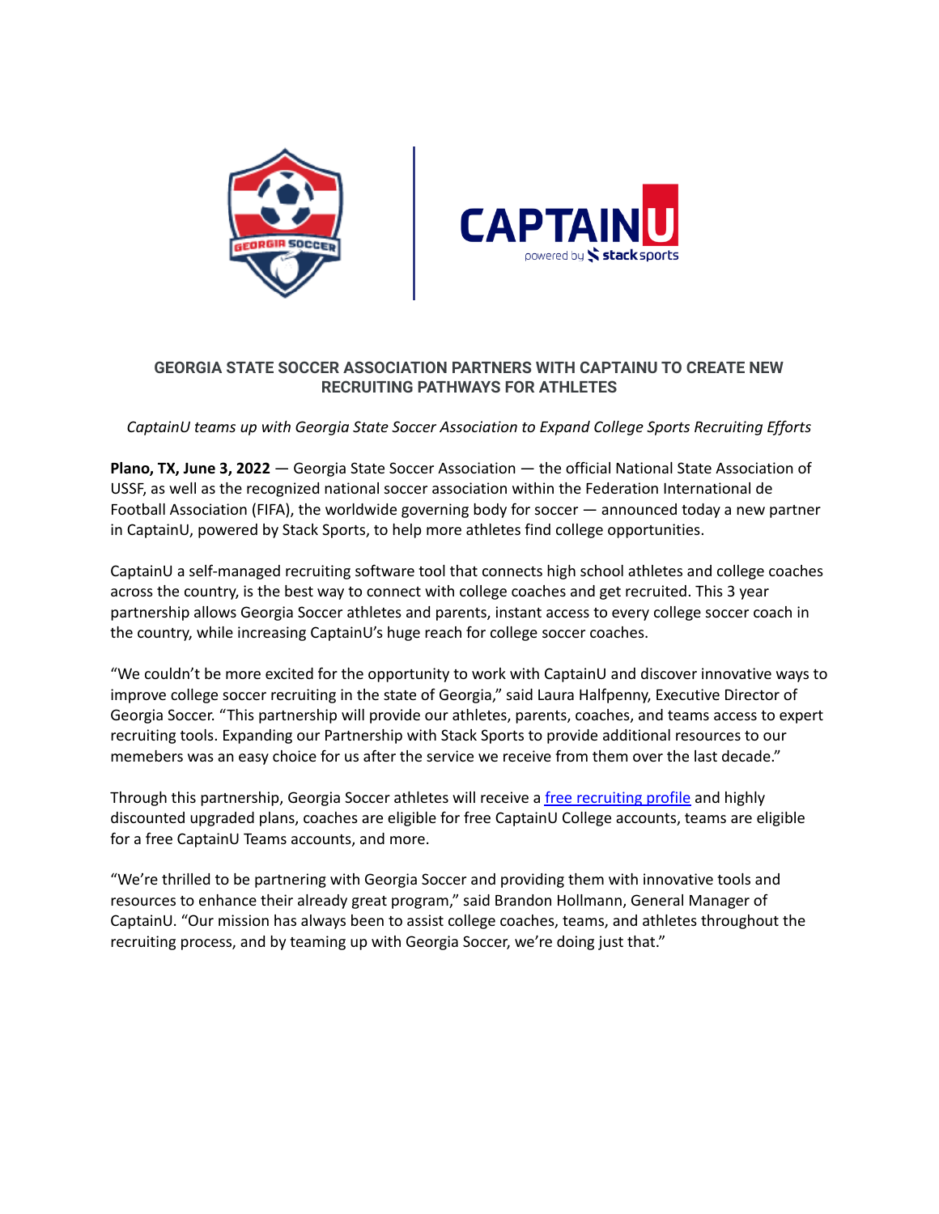## GEORGIA STATE SOCCER ASSOCIATION PARTNERS WITH CAPTAINU TO CREATE NEW RECRUITING PATHWAYS FOR ATHLETES

*CaptainU teams up with Georgia State Soccer Association to Expand College Sports Recruiting Efforts*

**Plano, TX, June 3, 2022** — Georgia State Soccer Association — the official National State Association of USSF, as well as the recognized national soccer association within the Federation International de Football Association (FIFA), the worldwide governing body for soccer — announced today a new partner in CaptainU, powered by Stack Sports, to help more athletes find college opportunities.

CaptainU a self-managed recruiting software tool that connects high school athletes and college coaches across the country, is the best way to connect with college coaches and get recruited. This 3 year partnership allows Georgia Soccer athletes and parents, instant access to every college soccer coach in the country, while increasing CaptainU's huge reach for college soccer coaches.

"We couldn't be more excited for the opportunity to work with CaptainU and discover innovative ways to improve college soccer recruiting in the state of Georgia," said Laura Halfpenny, Executive Director of Georgia Soccer. "This partnership will provide our athletes, parents, coaches, and teams access to expert recruiting tools. Expanding our Partnership with Stack Sports to provide additional resources to our memebers was an easy choice for us after the service we receive from them over the last decade."

Through this partnership, Georgia Soccer athletes will receive a free recruiting profile and highly discounted upgraded plans, coaches are eligible for free CaptainU College accounts, teams are eligible for a free CaptainU Teams accounts, and more.

"We're thrilled to be partnering with Georgia Soccer and providing them with innovative tools and resources to enhance their already great program," said Brandon Hollmann, General Manager of CaptainU. "Our mission has always been to assist college coaches, teams, and athletes throughout the recruiting process, and by teaming up with Georgia Soccer, we're doing just that."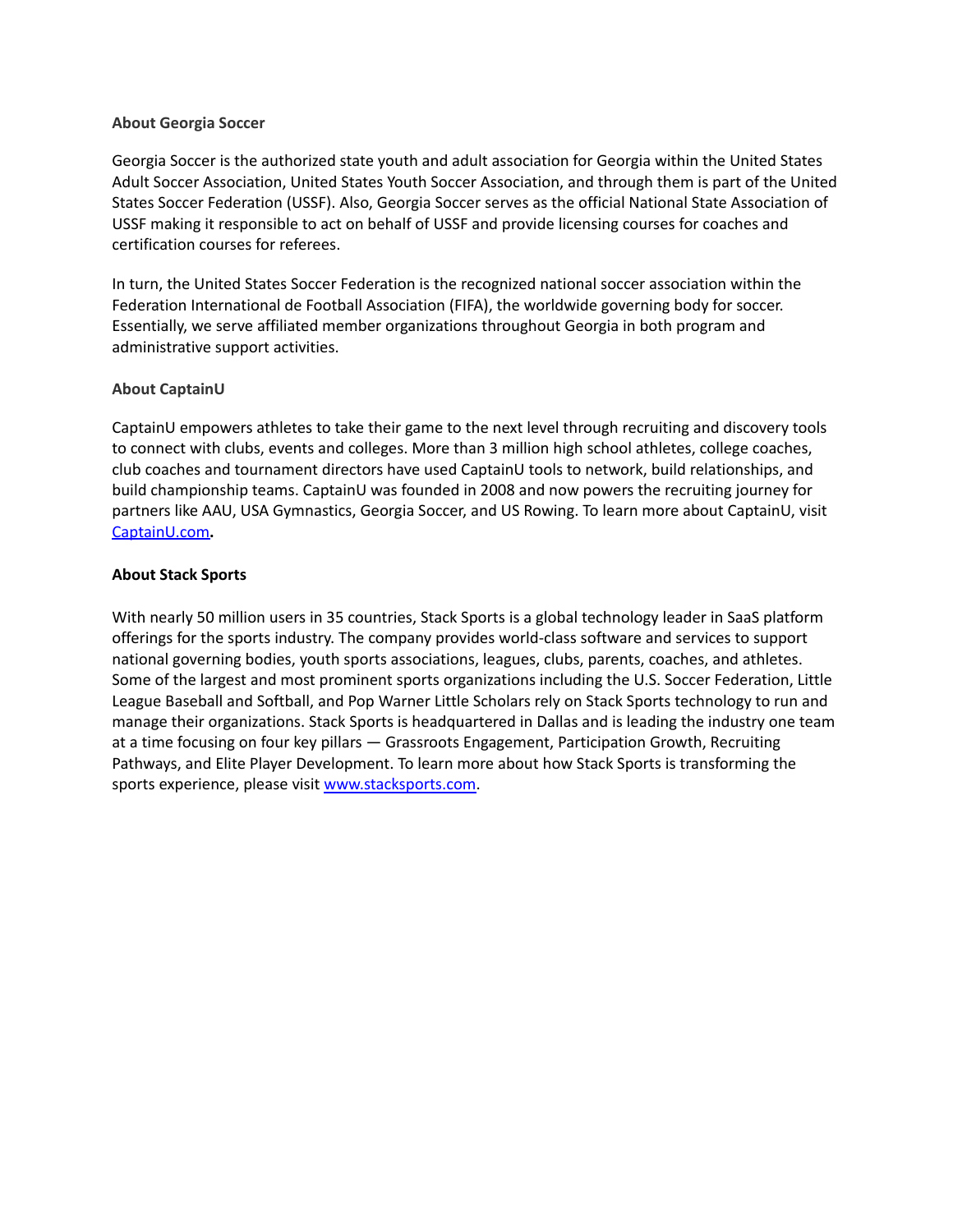**About Georgia Soccer**

Georgia Soccer is the authorized state youth and adult association for Georgia within the United States Adult Soccer Association, United States Youth Soccer Association, and through them is part of the United States Soccer Federation (USSF). Also, Georgia Soccer serves as the official National State Association of USSF making it responsible to act on behalf of USSF and provide licensing courses for coaches and certification courses for referees.

In turn, the United States Soccer Federation is the recognized national soccer association within the Federation International de Football Association (FIFA), the worldwide governing body for soccer. Essentially, we serve affiliated member organizations throughout Georgia in both program and administrative support activities.

**About CaptainU**

CaptainU empowers athletes to take their game to the next level through recruiting and discovery tools to connect with clubs, events and colleges. More than 3 million high school athletes, college coaches, club coaches and tournament directors have used CaptainU tools to network, build relationships, and build championship teams. CaptainU was founded in 2008 and now powers the recruiting journey for partners like AAU, USA Gymnastics, Georgia Soccer, and US Rowing. To learn more about CaptainU, visit [CaptainU.com](CaptainU.com)**.**

**About Stack Sports**

With nearly 50 million users in 35 countries, Stack Sports is a global technology leader in SaaS platform offerings for the sports industry. The company provides world-class software and services to support national governing bodies, youth sports associations, leagues, clubs, parents, coaches, and athletes. Some of the largest and most prominent sports organizations including the U.S. Soccer Federation, Little League Baseball and Softball, and Pop Warner Little Scholars rely on Stack Sports technology to run and manage their organizations. Stack Sports is headquartered in Dallas and is leading the industry one team at a time focusing on four key pillars — Grassroots Engagement, Participation Growth, Recruiting Pathways, and Elite Player Development. To learn more about how Stack Sports is transforming the sports experience, please visit [www.stacksports.com](www.stacksports.com).